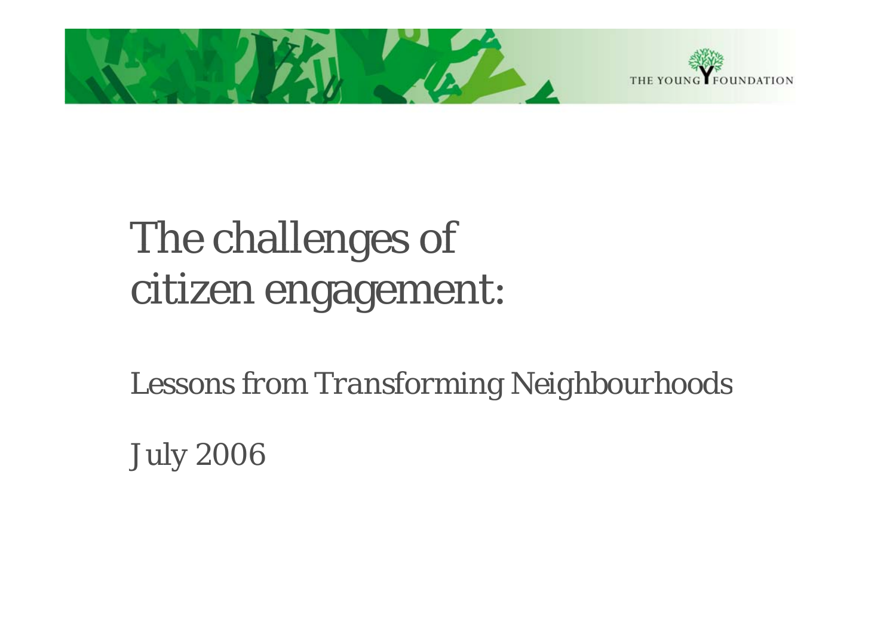THE YOUNG FOUNDATION

# The challenges of citizen engagement:

## Lessons from Transforming Neighbourhoods

July 2006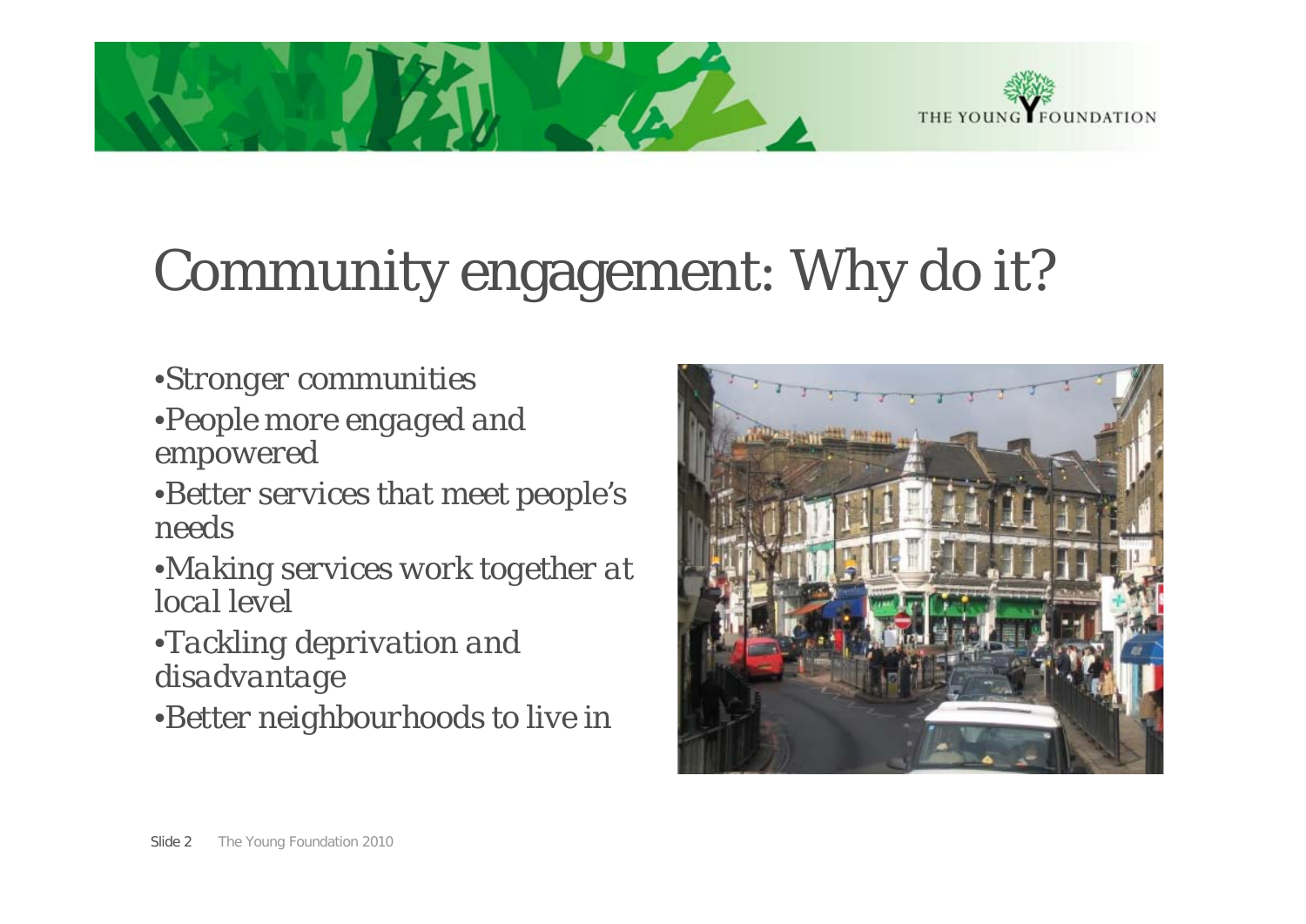# Community engagement: Why do it?

- *Stronger communities*
- *People more engaged and empowered*
- *Better services that meet people's needs*
- *Making services work together at local level*
- *Tackling deprivation and disadvantage*
- *Better neighbourhoods to live in*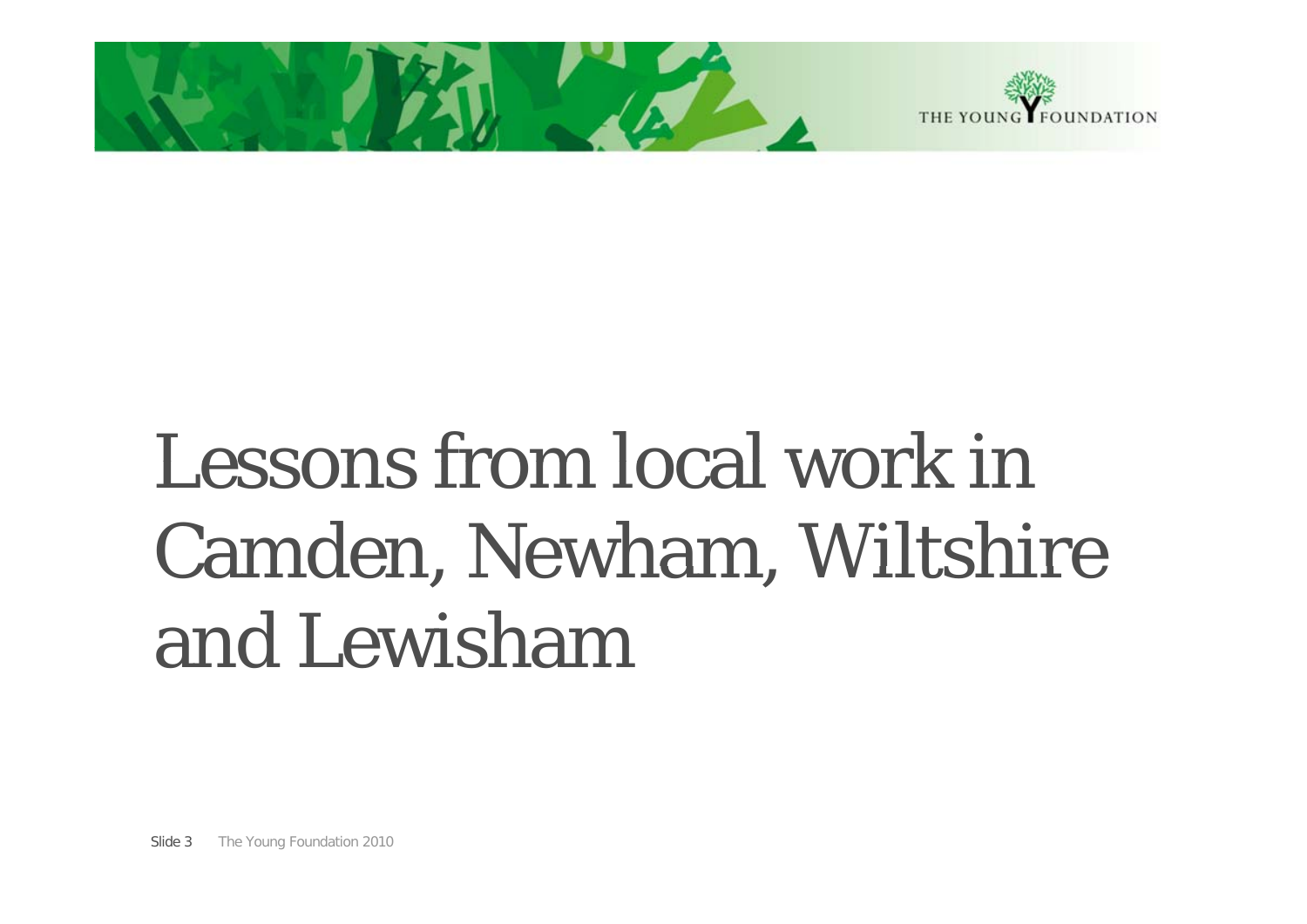# Lessons from local work in Camden, Newham, Wiltshire and Lewisham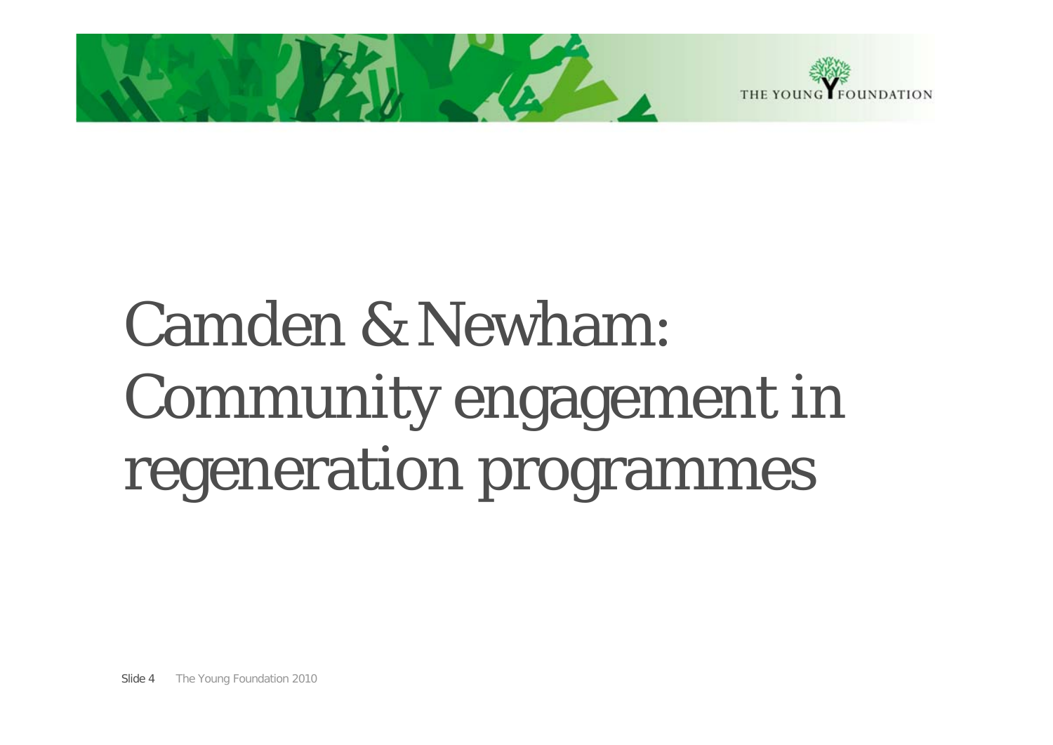# Camden & Newham: Community engagement in regeneration programmes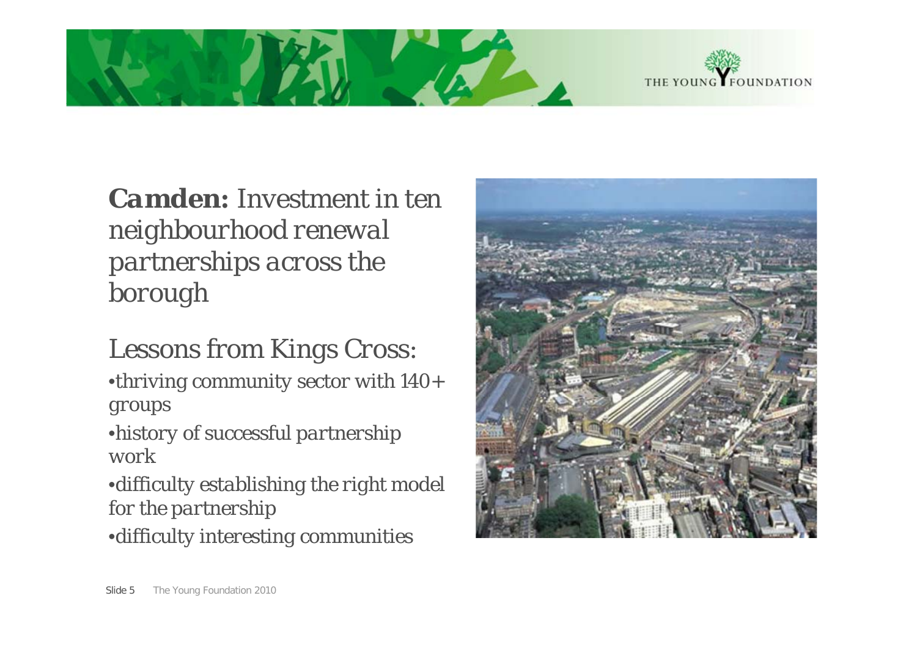***Camden:*** *Investment in ten neighbourhood renewal partnerships across the borough*

Lessons from Kings Cross:

- *thriving community sector with 140+ groups*
- *history of successful partnership work*
- *difficulty establishing the right model for the partnership*
- *difficulty interesting communities*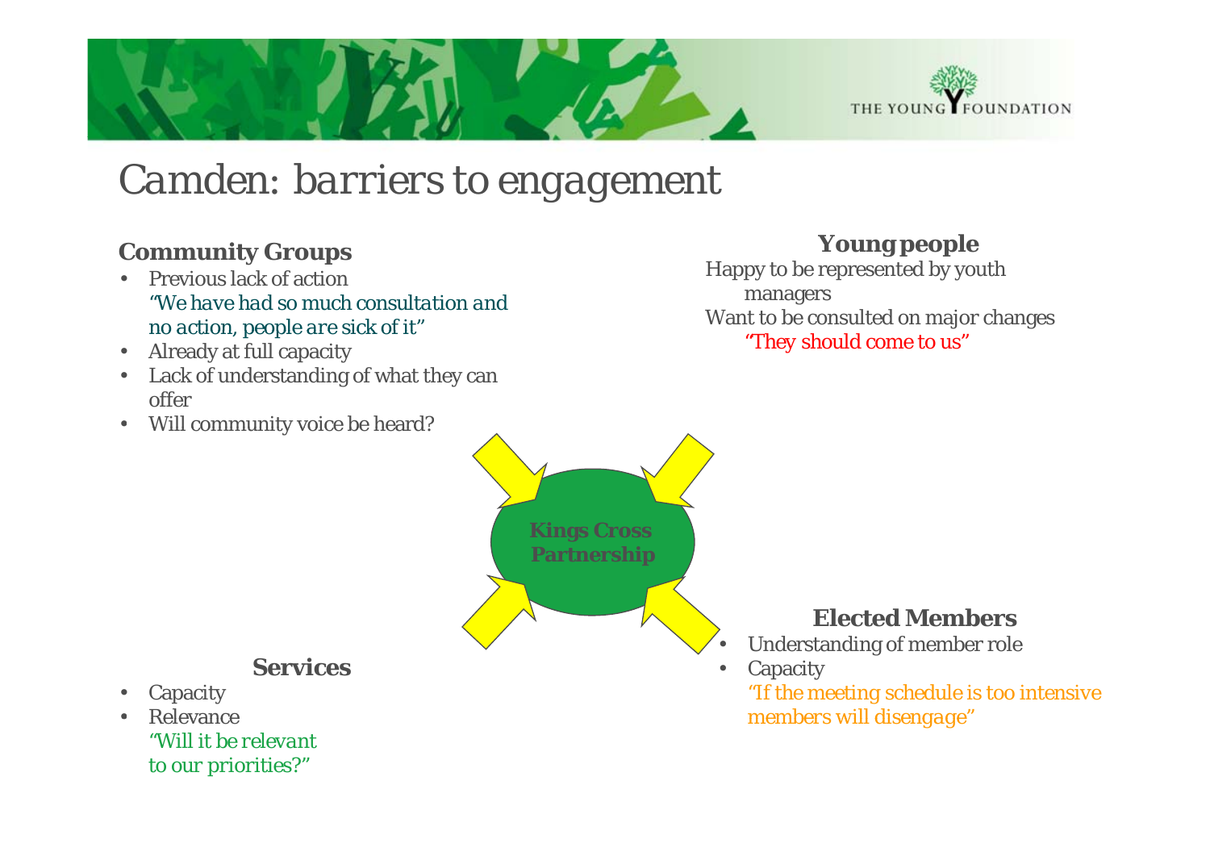# Camden: barriers to engagement

### Community Groups

- Previous lack of action
  *"We have had so much consultation and no action, people are sick of it"*
- Already at full capacity
- Lack of understanding of what they can offer
- Will community voice be heard?

### Young people

Happy to be represented by youth managers

Want to be consulted on major changes

*"They should come to us"*

**Kings Cross Partnership**

### Services

- Capacity
- Relevance
  *"Will it be relevant to our priorities?"*

### Elected Members

- Understanding of member role
- Capacity
  *"If the meeting schedule is too intensive members will disengage"*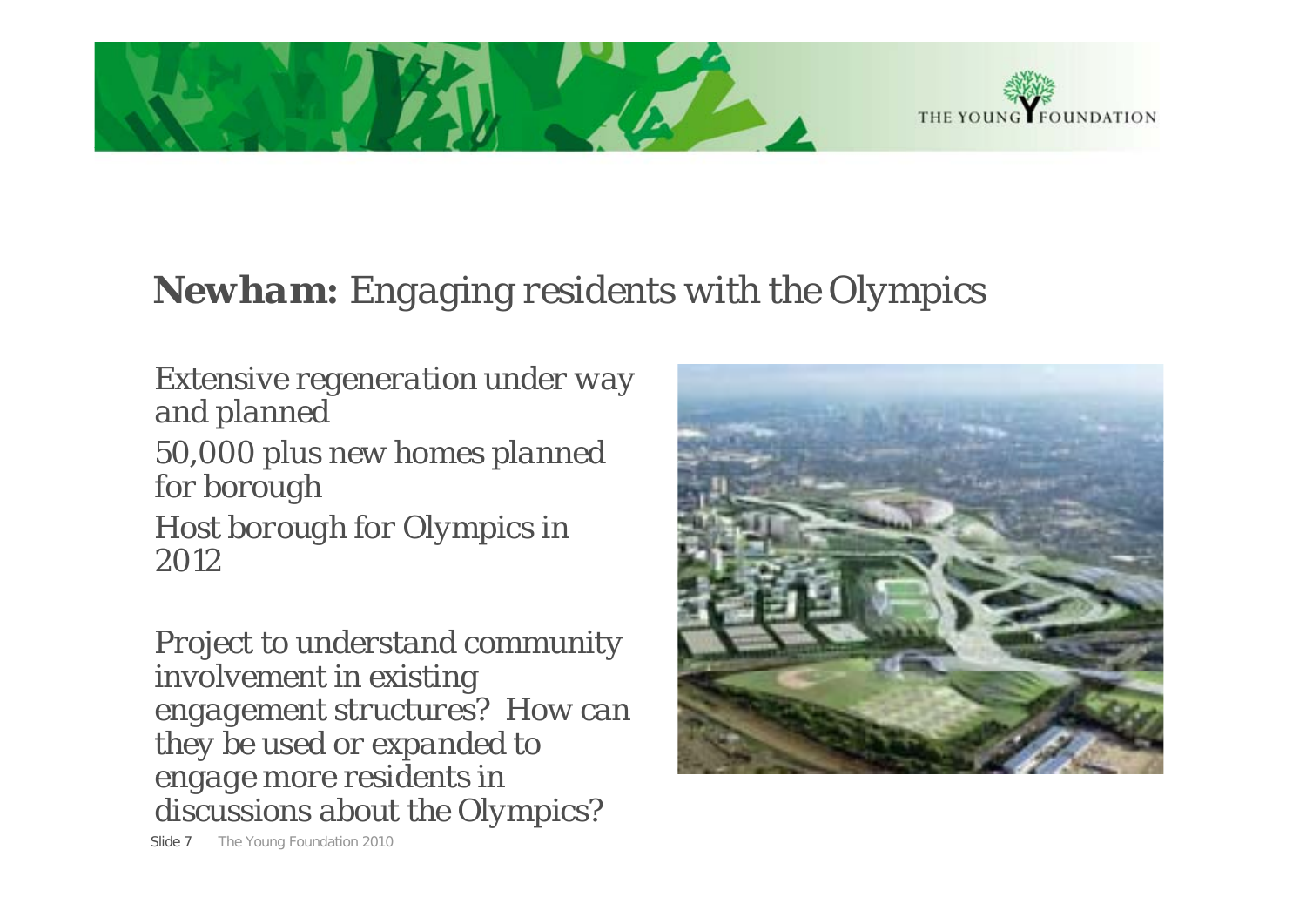# **Newham:** *Engaging residents with the Olympics*

*Extensive regeneration under way and planned*

*50,000 plus new homes planned for borough*

*Host borough for Olympics in 2012*

*Project to understand community involvement in existing engagement structures? How can they be used or expanded to engage more residents in discussions about the Olympics?*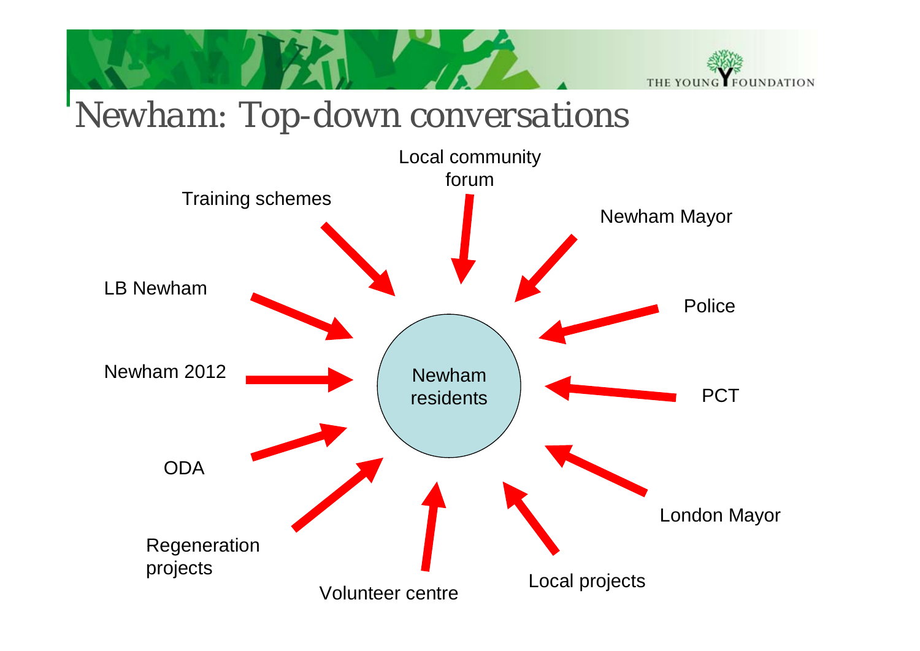# Newham: Top-down conversations

Local community forum

Training schemes

Newham Mayor

LB Newham

Police

Newham 2012

Newham residents

PCT

ODA

London Mayor

Regeneration projects

Local projects

Volunteer centre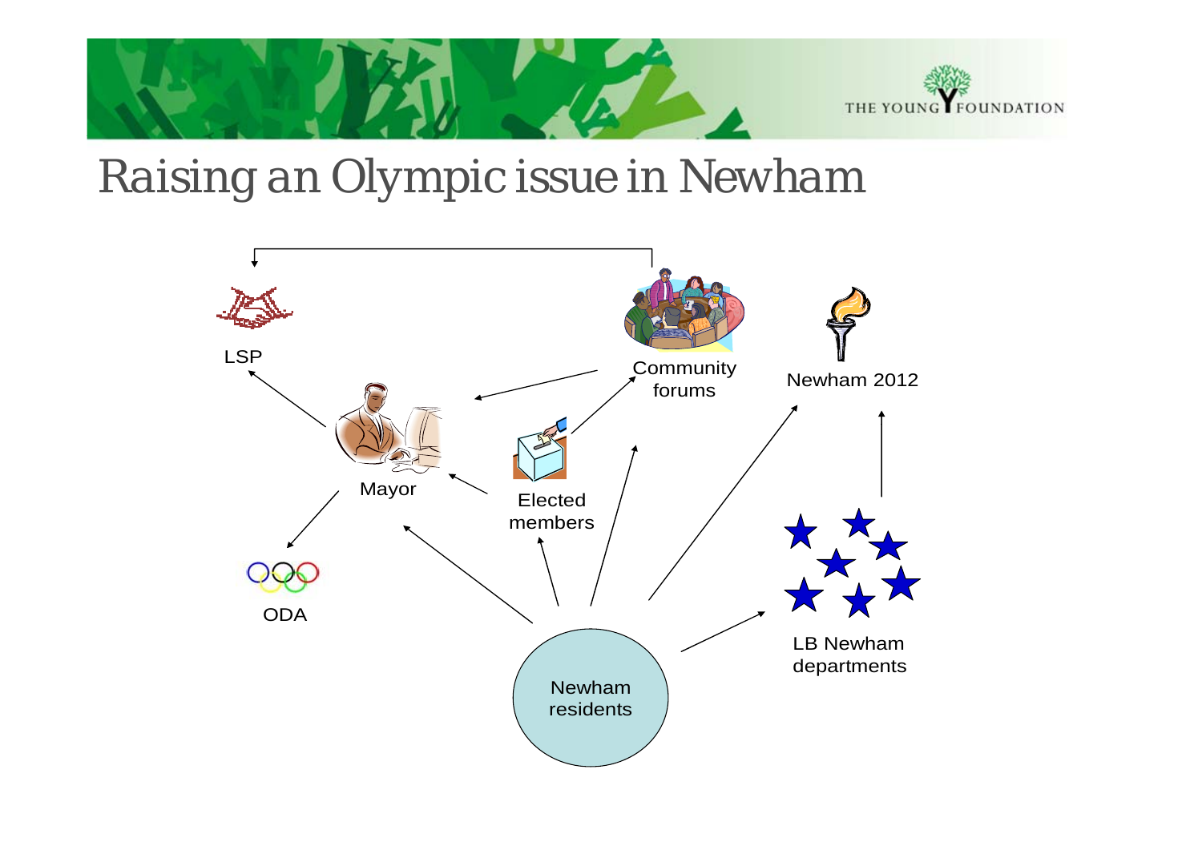# Raising an Olympic issue in Newham

LSP

Community forums

Newham 2012

Mayor

Elected members

ODA

LB Newham departments

Newham residents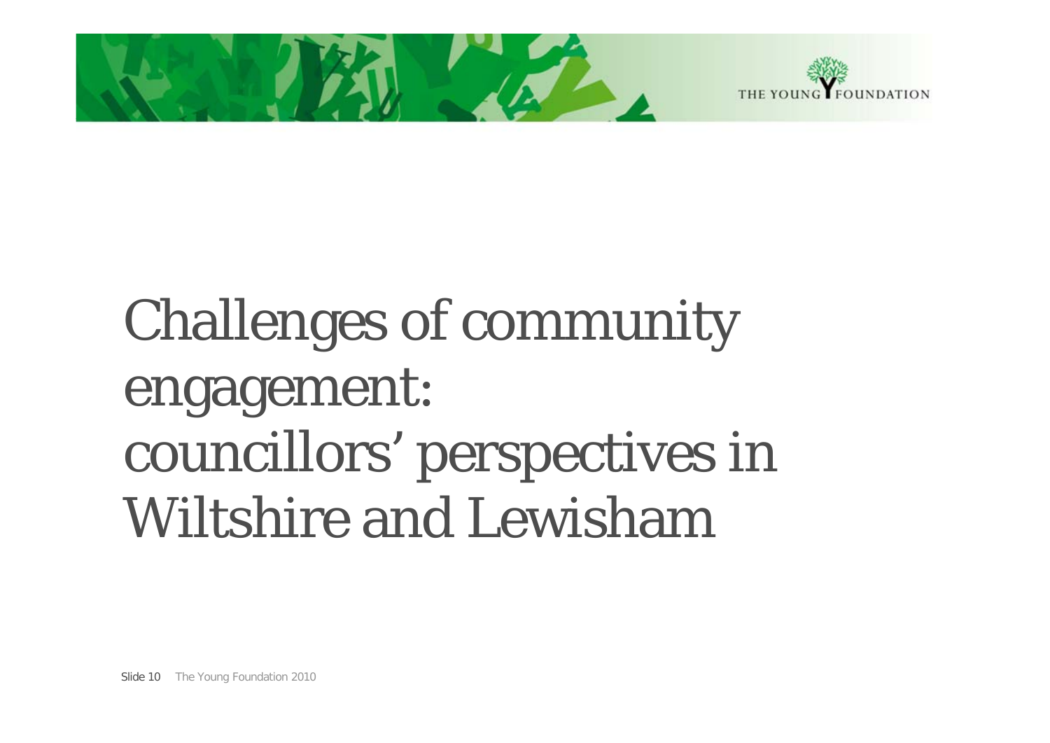# Challenges of community engagement: councillors' perspectives in Wiltshire and Lewisham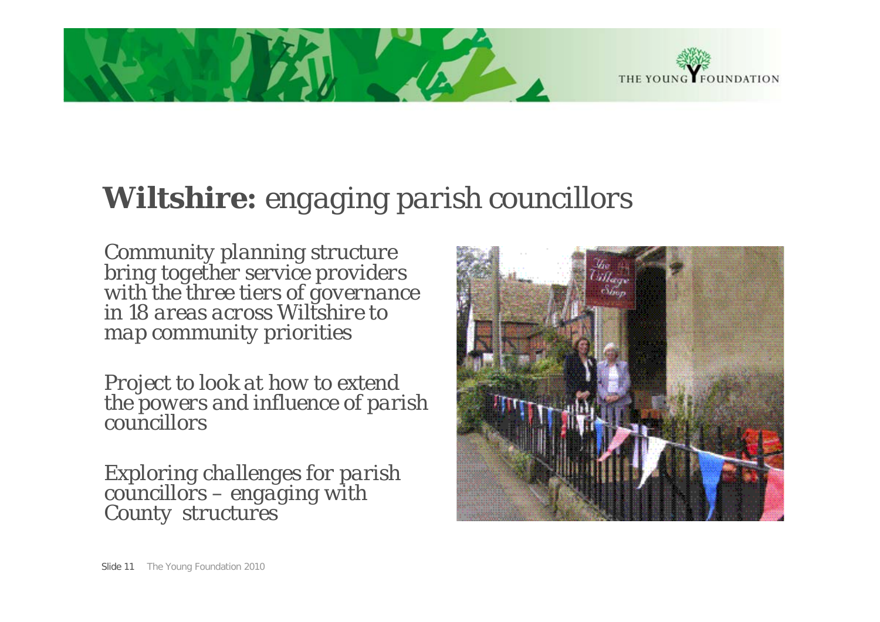# **Wiltshire:** *engaging parish councillors*

*Community planning structure bring together service providers with the three tiers of governance in 18 areas across Wiltshire to map community priorities*

*Project to look at how to extend the powers and influence of parish councillors*

*Exploring challenges for parish councillors – engaging with County structures*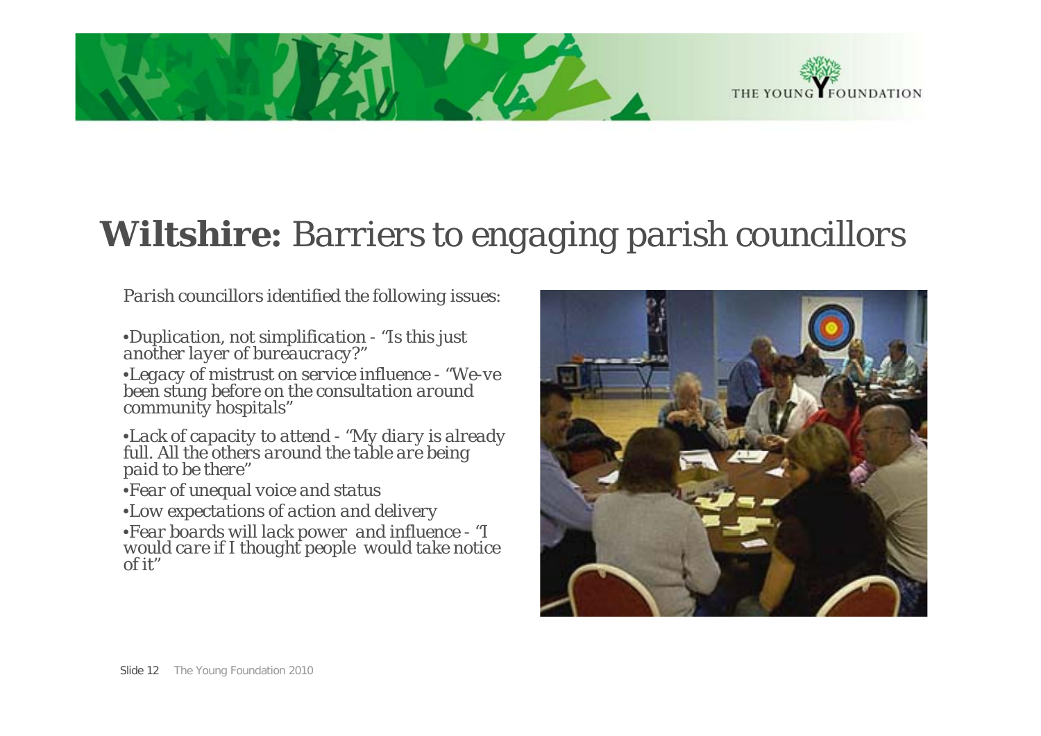# **Wiltshire:** Barriers to engaging parish councillors

*Parish councillors identified the following issues:*

- *Duplication, not simplification - "Is this just another layer of bureaucracy?"*
- *Legacy of mistrust on service influence - "We-ve been stung before on the consultation around community hospitals"*
- *Lack of capacity to attend - "My diary is already full. All the others around the table are being paid to be there"*
- *Fear of unequal voice and status*
- *Low expectations of action and delivery*
- *Fear boards will lack power and influence - "I would care if I thought people would take notice of it"*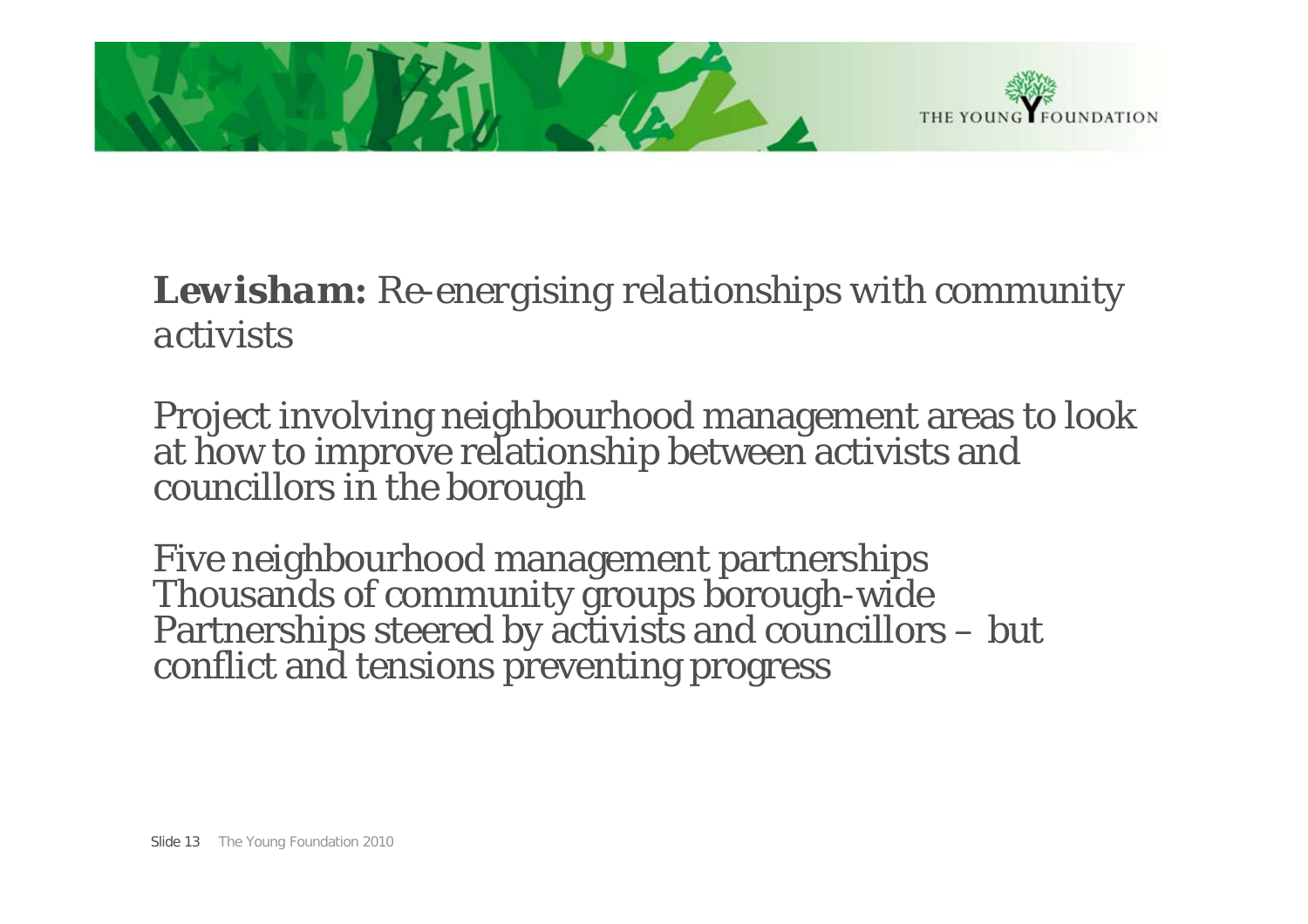***Lewisham:*** *Re-energising relationships with community activists*

Project involving neighbourhood management areas to look at how to improve relationship between activists and councillors in the borough

Five neighbourhood management partnerships
Thousands of community groups borough-wide
Partnerships steered by activists and councillors – but conflict and tensions preventing progress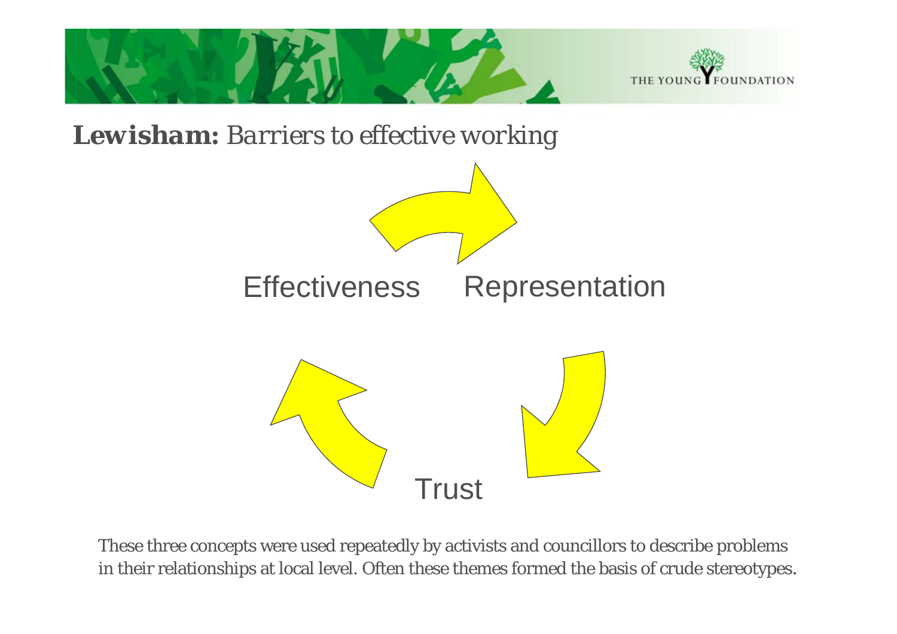## ***Lewisham:*** *Barriers to effective working*

Effectiveness → Representation → Trust → Effectiveness

These three concepts were used repeatedly by activists and councillors to describe problems in their relationships at local level. Often these themes formed the basis of crude stereotypes.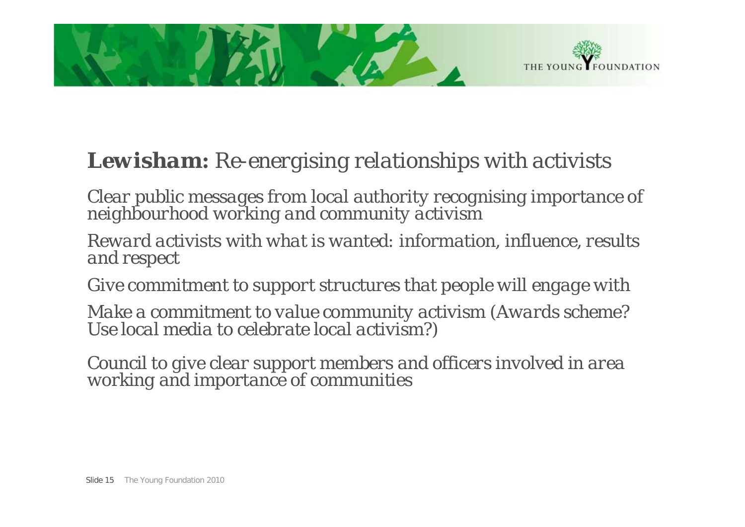## ***Lewisham:*** *Re-energising relationships with activists*

*Clear public messages from local authority recognising importance of neighbourhood working and community activism*

*Reward activists with what is wanted: information, influence, results and respect*

*Give commitment to support structures that people will engage with*

*Make a commitment to value community activism (Awards scheme? Use local media to celebrate local activism?)*

*Council to give clear support members and officers involved in area working and importance of communities*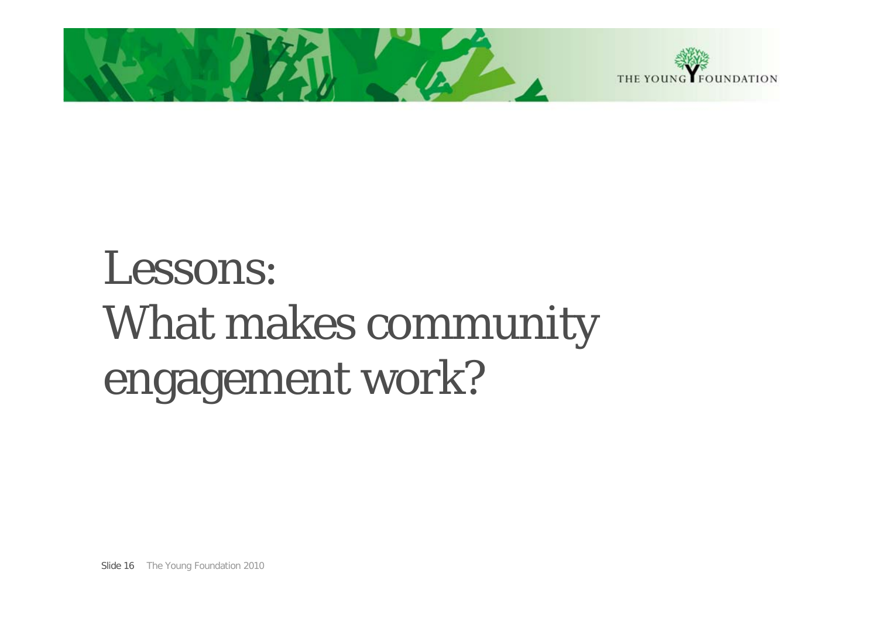# Lessons: What makes community engagement work?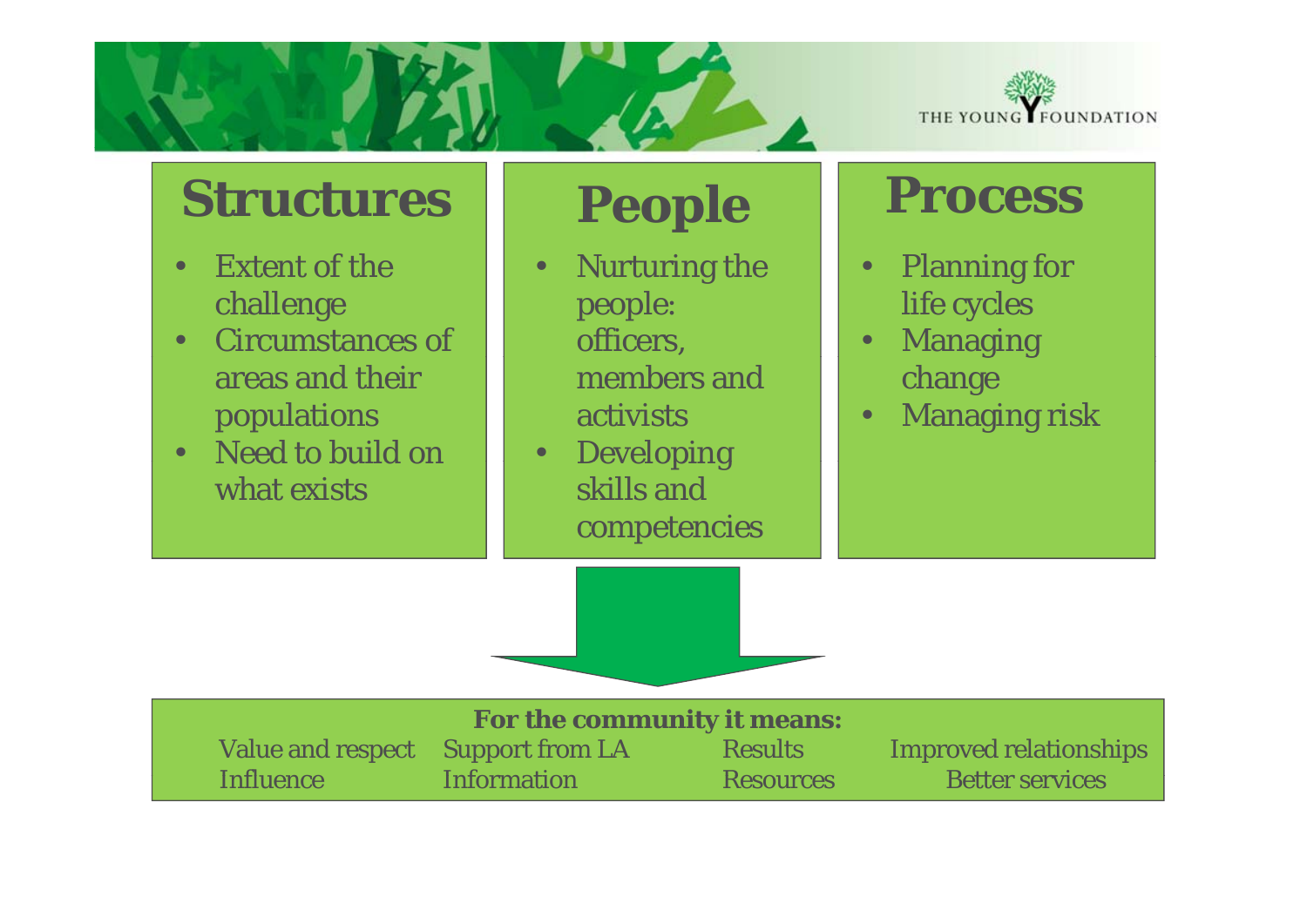## Structures

- Extent of the challenge
- Circumstances of areas and their populations
- Need to build on what exists

## People

- Nurturing the people: officers, members and activists
- Developing skills and competencies

## Process

- Planning for life cycles
- Managing change
- Managing risk

**For the community it means:**

| | | | |
|---|---|---|---|
| Value and respect | Support from LA | Results | Improved relationships |
| Influence | Information | Resources | Better services |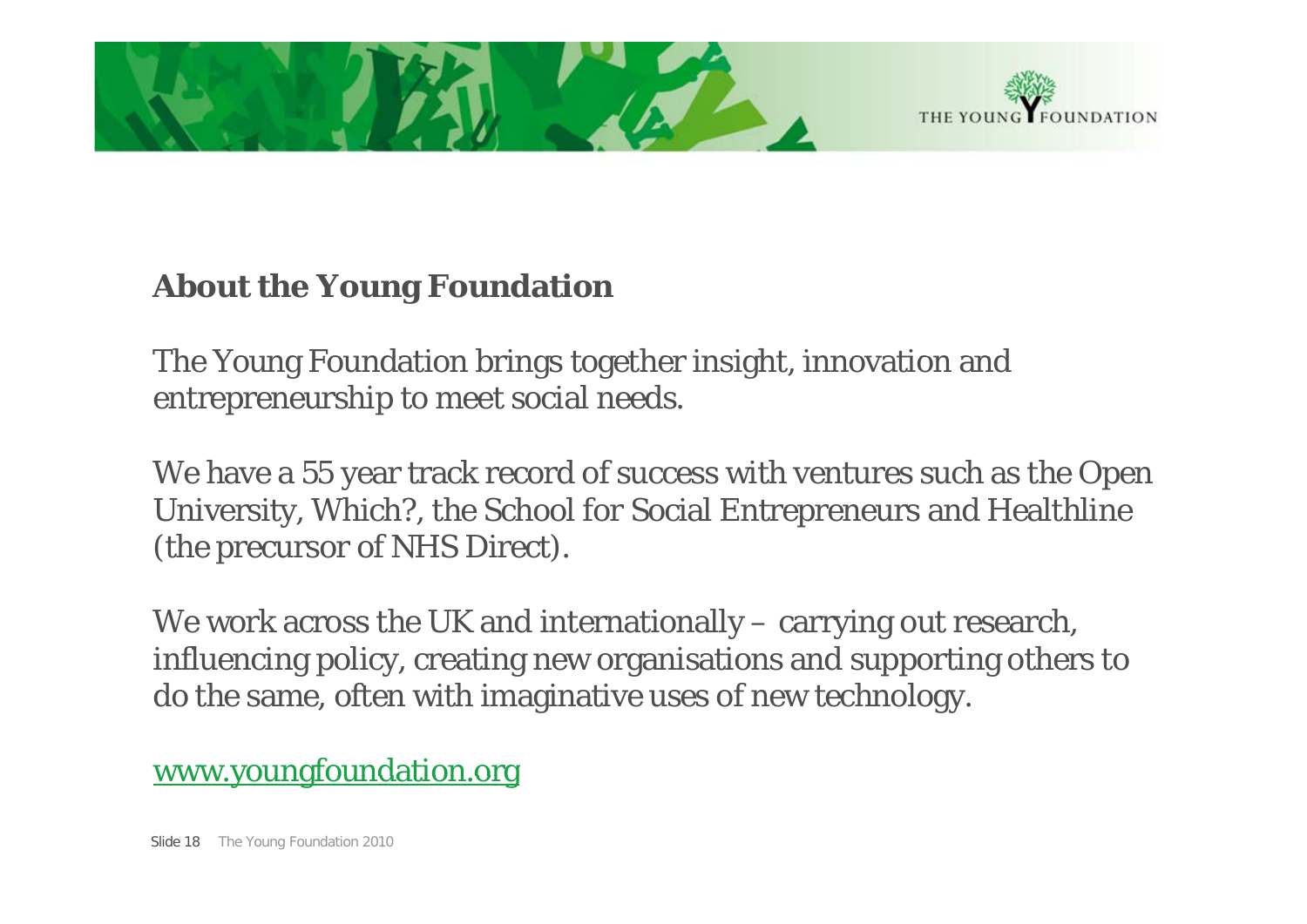## About the Young Foundation

The Young Foundation brings together insight, innovation and entrepreneurship to meet social needs.

We have a 55 year track record of success with ventures such as the Open University, Which?, the School for Social Entrepreneurs and Healthline (the precursor of NHS Direct).

We work across the UK and internationally – carrying out research, influencing policy, creating new organisations and supporting others to do the same, often with imaginative uses of new technology.

www.youngfoundation.org